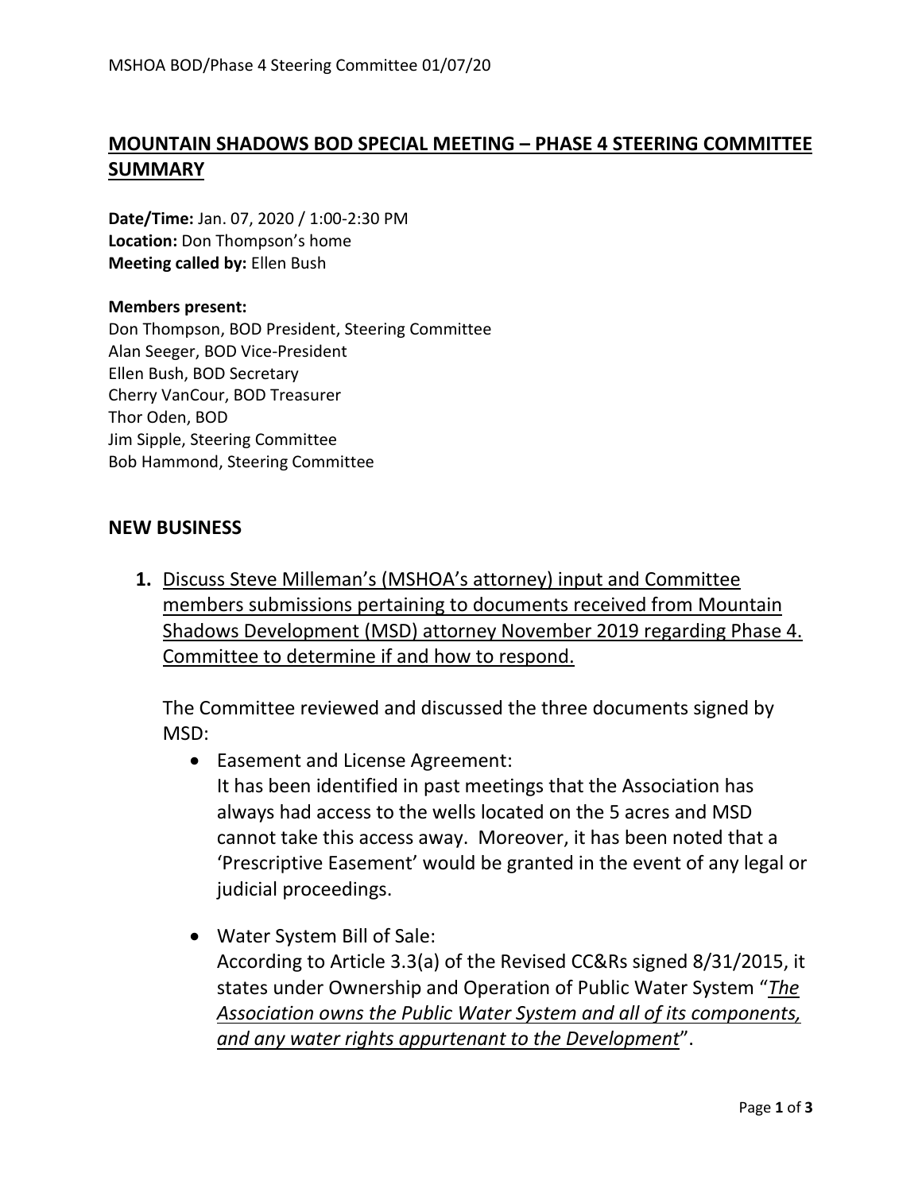# MOUNTAIN SHADOWS BOD SPECIAL MEETING – PHASE 4 STEERING COMMITTEE SUMMARY

**Date/Time:** Jan. 07, 2020 / 1:00-2:30 PM
**Location:** Don Thompson's home
**Meeting called by:** Ellen Bush

**Members present:**
Don Thompson, BOD President, Steering Committee
Alan Seeger, BOD Vice-President
Ellen Bush, BOD Secretary
Cherry VanCour, BOD Treasurer
Thor Oden, BOD
Jim Sipple, Steering Committee
Bob Hammond, Steering Committee

## NEW BUSINESS

1. Discuss Steve Milleman's (MSHOA's attorney) input and Committee members submissions pertaining to documents received from Mountain Shadows Development (MSD) attorney November 2019 regarding Phase 4. Committee to determine if and how to respond.

   The Committee reviewed and discussed the three documents signed by MSD:

   - Easement and License Agreement:
     It has been identified in past meetings that the Association has always had access to the wells located on the 5 acres and MSD cannot take this access away. Moreover, it has been noted that a 'Prescriptive Easement' would be granted in the event of any legal or judicial proceedings.

   - Water System Bill of Sale:
     According to Article 3.3(a) of the Revised CC&Rs signed 8/31/2015, it states under Ownership and Operation of Public Water System "*The Association owns the Public Water System and all of its components, and any water rights appurtenant to the Development*".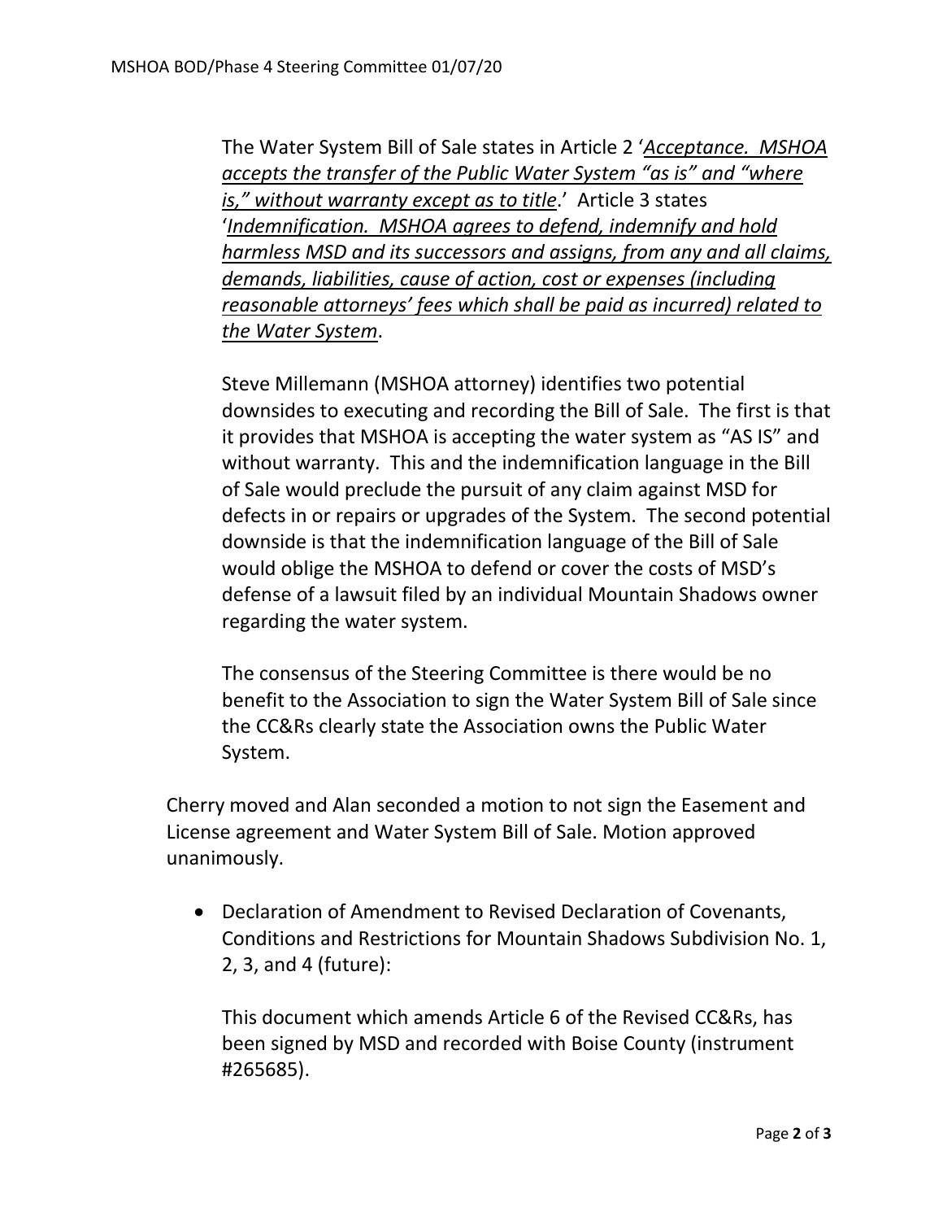The Water System Bill of Sale states in Article 2 '*<u>Acceptance. MSHOA accepts the transfer of the Public Water System "as is" and "where is," without warranty except as to title</u>*.' Article 3 states '*<u>Indemnification. MSHOA agrees to defend, indemnify and hold harmless MSD and its successors and assigns, from any and all claims, demands, liabilities, cause of action, cost or expenses (including reasonable attorneys' fees which shall be paid as incurred) related to the Water System</u>*.

Steve Millemann (MSHOA attorney) identifies two potential downsides to executing and recording the Bill of Sale. The first is that it provides that MSHOA is accepting the water system as "AS IS" and without warranty. This and the indemnification language in the Bill of Sale would preclude the pursuit of any claim against MSD for defects in or repairs or upgrades of the System. The second potential downside is that the indemnification language of the Bill of Sale would oblige the MSHOA to defend or cover the costs of MSD's defense of a lawsuit filed by an individual Mountain Shadows owner regarding the water system.

The consensus of the Steering Committee is there would be no benefit to the Association to sign the Water System Bill of Sale since the CC&Rs clearly state the Association owns the Public Water System.

Cherry moved and Alan seconded a motion to not sign the Easement and License agreement and Water System Bill of Sale. Motion approved unanimously.

- Declaration of Amendment to Revised Declaration of Covenants, Conditions and Restrictions for Mountain Shadows Subdivision No. 1, 2, 3, and 4 (future):

  This document which amends Article 6 of the Revised CC&Rs, has been signed by MSD and recorded with Boise County (instrument #265685).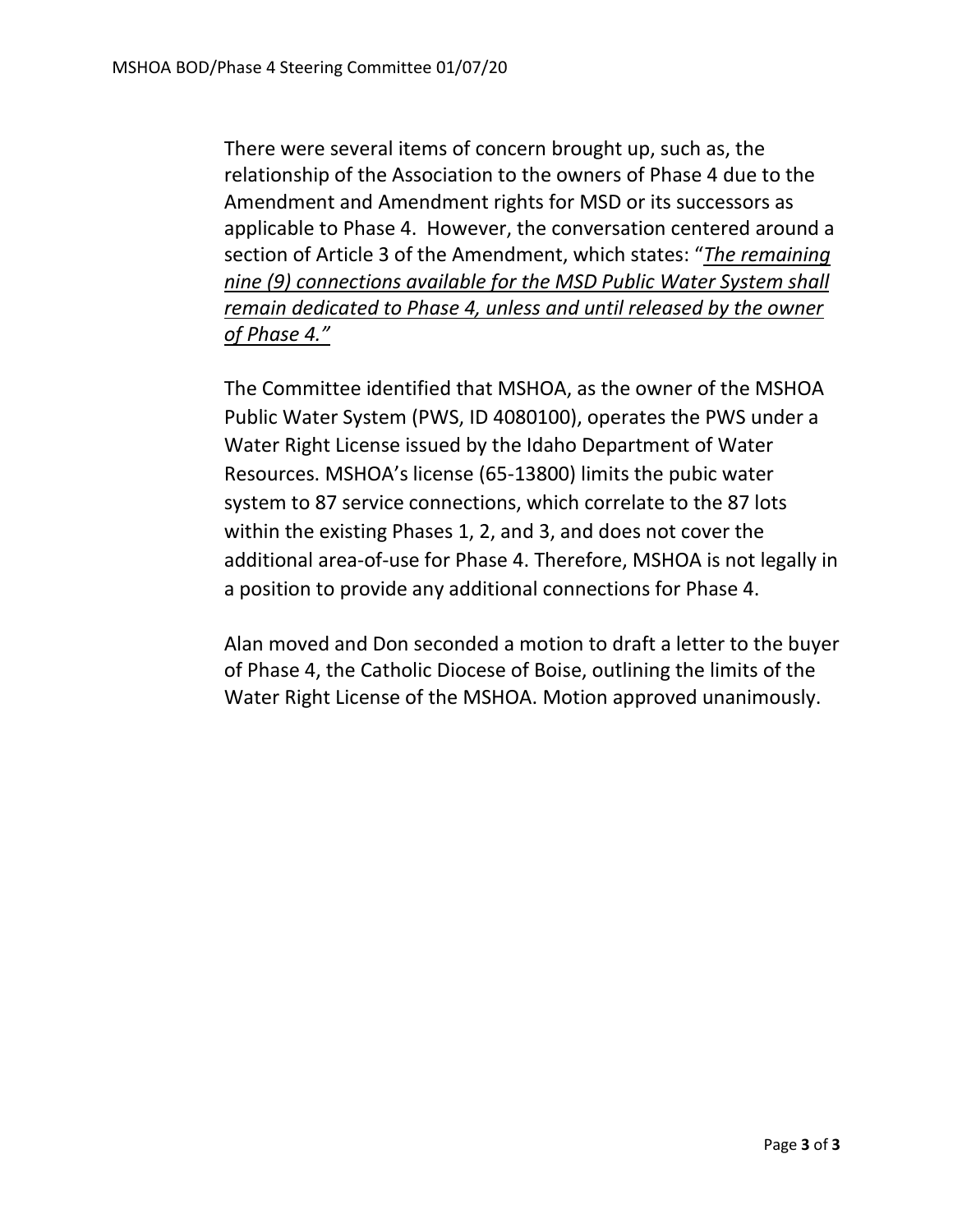There were several items of concern brought up, such as, the relationship of the Association to the owners of Phase 4 due to the Amendment and Amendment rights for MSD or its successors as applicable to Phase 4. However, the conversation centered around a section of Article 3 of the Amendment, which states: "*The remaining nine (9) connections available for the MSD Public Water System shall remain dedicated to Phase 4, unless and until released by the owner of Phase 4."*

The Committee identified that MSHOA, as the owner of the MSHOA Public Water System (PWS, ID 4080100), operates the PWS under a Water Right License issued by the Idaho Department of Water Resources. MSHOA's license (65-13800) limits the pubic water system to 87 service connections, which correlate to the 87 lots within the existing Phases 1, 2, and 3, and does not cover the additional area-of-use for Phase 4. Therefore, MSHOA is not legally in a position to provide any additional connections for Phase 4.

Alan moved and Don seconded a motion to draft a letter to the buyer of Phase 4, the Catholic Diocese of Boise, outlining the limits of the Water Right License of the MSHOA. Motion approved unanimously.